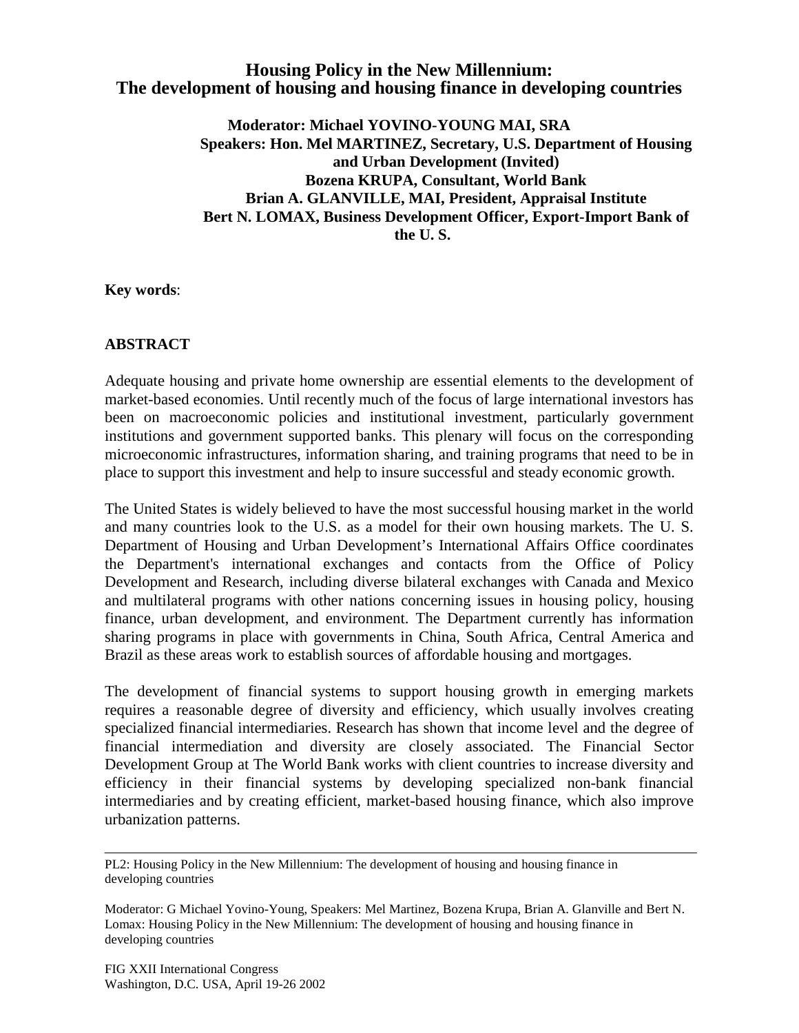# Housing Policy in the New Millennium: The development of housing and housing finance in developing countries

**Moderator: Michael YOVINO-YOUNG MAI, SRA**
**Speakers: Hon. Mel MARTINEZ, Secretary, U.S. Department of Housing and Urban Development (Invited)**
**Bozena KRUPA, Consultant, World Bank**
**Brian A. GLANVILLE, MAI, President, Appraisal Institute**
**Bert N. LOMAX, Business Development Officer, Export-Import Bank of the U. S.**

**Key words**:

## ABSTRACT

Adequate housing and private home ownership are essential elements to the development of market-based economies. Until recently much of the focus of large international investors has been on macroeconomic policies and institutional investment, particularly government institutions and government supported banks. This plenary will focus on the corresponding microeconomic infrastructures, information sharing, and training programs that need to be in place to support this investment and help to insure successful and steady economic growth.

The United States is widely believed to have the most successful housing market in the world and many countries look to the U.S. as a model for their own housing markets. The U. S. Department of Housing and Urban Development's International Affairs Office coordinates the Department's international exchanges and contacts from the Office of Policy Development and Research, including diverse bilateral exchanges with Canada and Mexico and multilateral programs with other nations concerning issues in housing policy, housing finance, urban development, and environment. The Department currently has information sharing programs in place with governments in China, South Africa, Central America and Brazil as these areas work to establish sources of affordable housing and mortgages.

The development of financial systems to support housing growth in emerging markets requires a reasonable degree of diversity and efficiency, which usually involves creating specialized financial intermediaries. Research has shown that income level and the degree of financial intermediation and diversity are closely associated. The Financial Sector Development Group at The World Bank works with client countries to increase diversity and efficiency in their financial systems by developing specialized non-bank financial intermediaries and by creating efficient, market-based housing finance, which also improve urbanization patterns.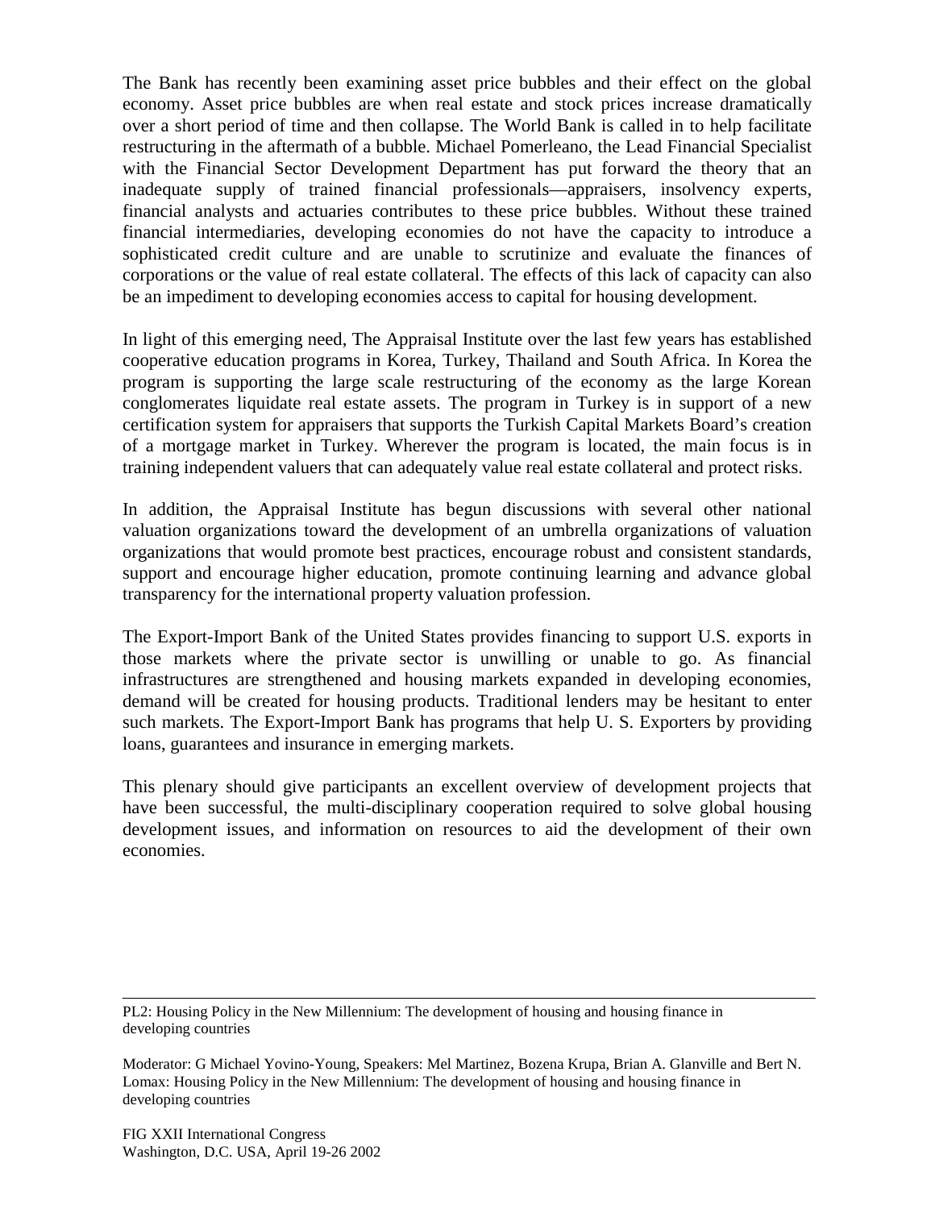The Bank has recently been examining asset price bubbles and their effect on the global economy. Asset price bubbles are when real estate and stock prices increase dramatically over a short period of time and then collapse. The World Bank is called in to help facilitate restructuring in the aftermath of a bubble. Michael Pomerleano, the Lead Financial Specialist with the Financial Sector Development Department has put forward the theory that an inadequate supply of trained financial professionals—appraisers, insolvency experts, financial analysts and actuaries contributes to these price bubbles. Without these trained financial intermediaries, developing economies do not have the capacity to introduce a sophisticated credit culture and are unable to scrutinize and evaluate the finances of corporations or the value of real estate collateral. The effects of this lack of capacity can also be an impediment to developing economies access to capital for housing development.

In light of this emerging need, The Appraisal Institute over the last few years has established cooperative education programs in Korea, Turkey, Thailand and South Africa. In Korea the program is supporting the large scale restructuring of the economy as the large Korean conglomerates liquidate real estate assets. The program in Turkey is in support of a new certification system for appraisers that supports the Turkish Capital Markets Board's creation of a mortgage market in Turkey. Wherever the program is located, the main focus is in training independent valuers that can adequately value real estate collateral and protect risks.

In addition, the Appraisal Institute has begun discussions with several other national valuation organizations toward the development of an umbrella organizations of valuation organizations that would promote best practices, encourage robust and consistent standards, support and encourage higher education, promote continuing learning and advance global transparency for the international property valuation profession.

The Export-Import Bank of the United States provides financing to support U.S. exports in those markets where the private sector is unwilling or unable to go. As financial infrastructures are strengthened and housing markets expanded in developing economies, demand will be created for housing products. Traditional lenders may be hesitant to enter such markets. The Export-Import Bank has programs that help U. S. Exporters by providing loans, guarantees and insurance in emerging markets.

This plenary should give participants an excellent overview of development projects that have been successful, the multi-disciplinary cooperation required to solve global housing development issues, and information on resources to aid the development of their own economies.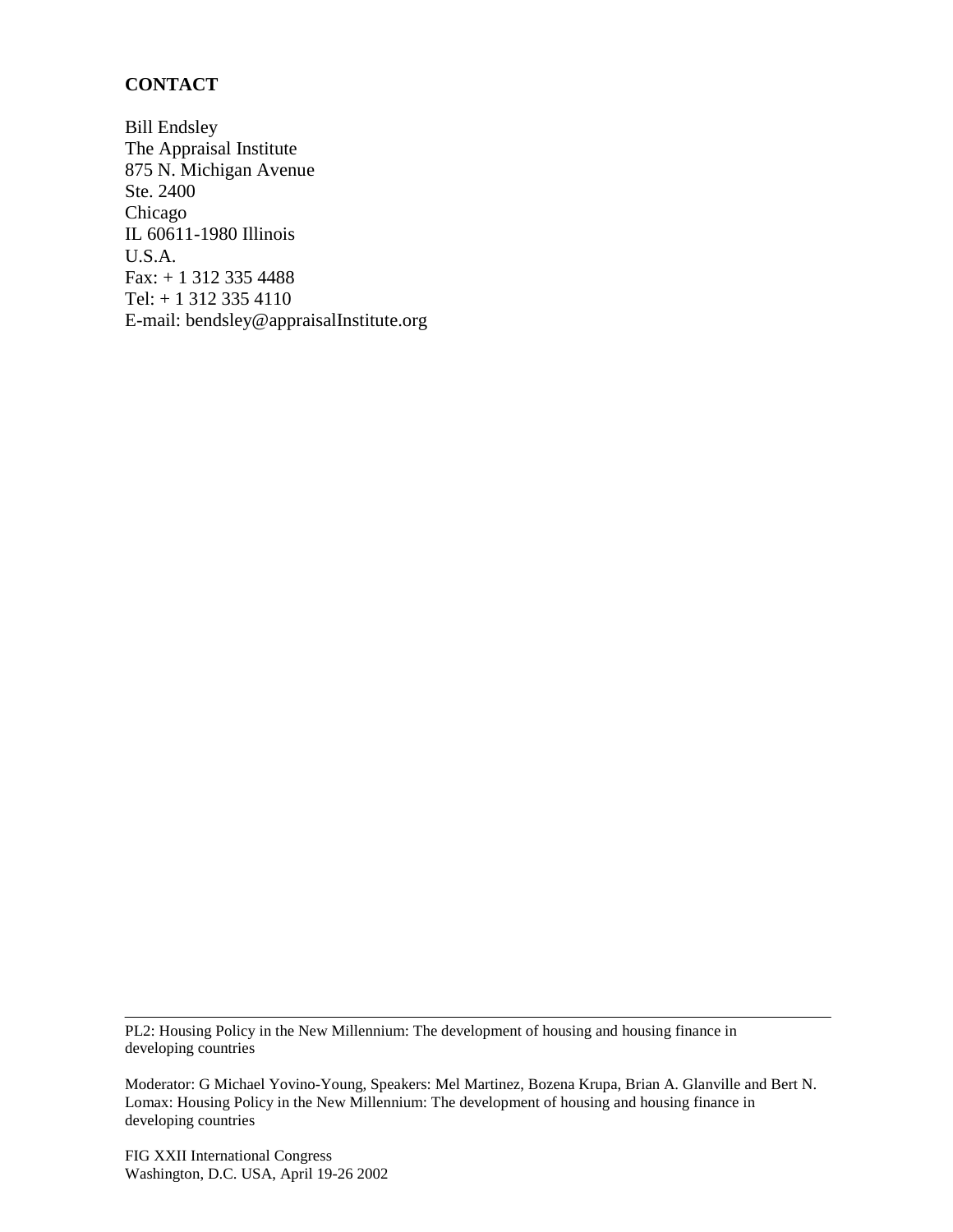## CONTACT

Bill Endsley
The Appraisal Institute
875 N. Michigan Avenue
Ste. 2400
Chicago
IL 60611-1980 Illinois
U.S.A.
Fax: + 1 312 335 4488
Tel: + 1 312 335 4110
E-mail: bendsley@appraisalInstitute.org